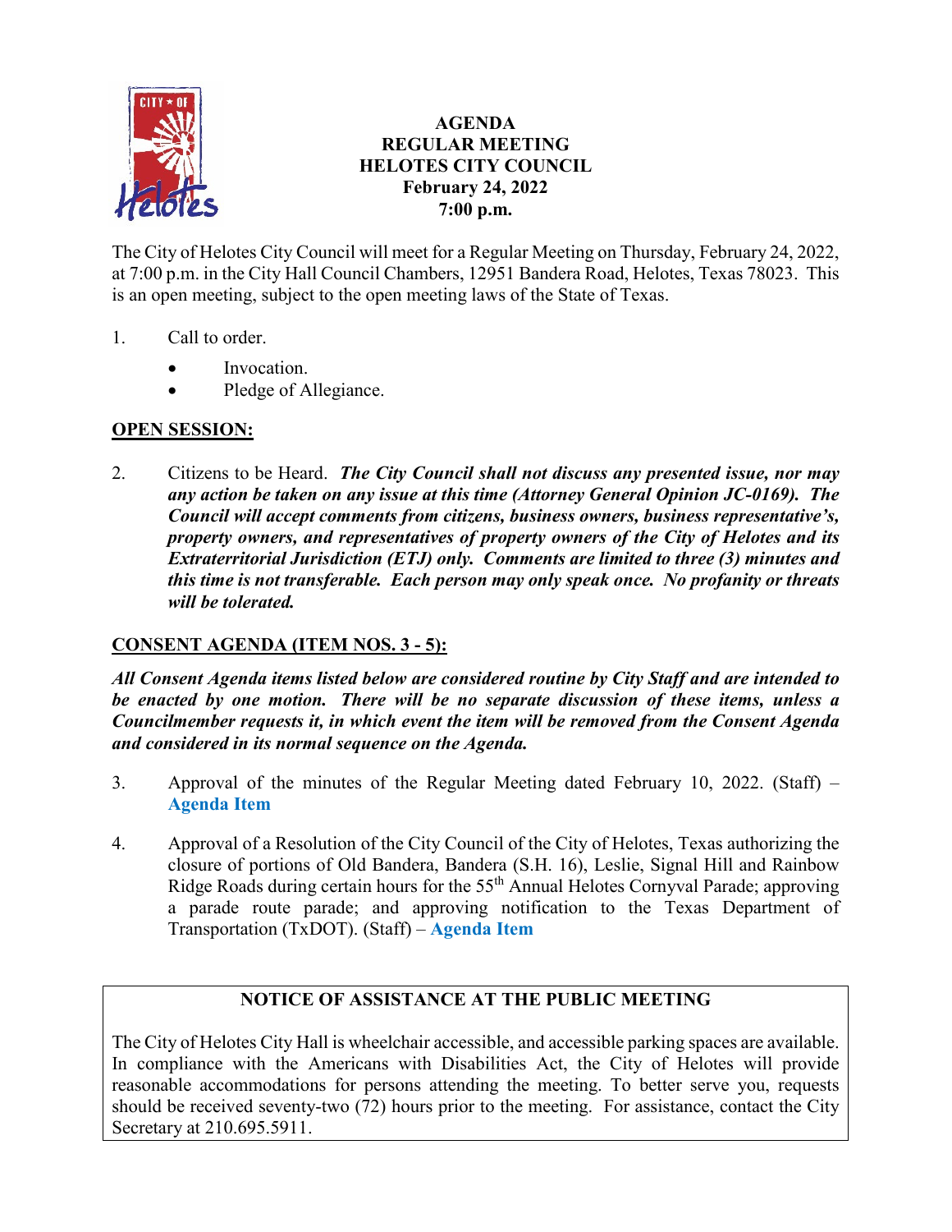# AGENDA
## REGULAR MEETING
## HELOTES CITY COUNCIL
**February 24, 2022**
**7:00 p.m.**

The City of Helotes City Council will meet for a Regular Meeting on Thursday, February 24, 2022, at 7:00 p.m. in the City Hall Council Chambers, 12951 Bandera Road, Helotes, Texas 78023. This is an open meeting, subject to the open meeting laws of the State of Texas.

1. Call to order.
   - Invocation.
   - Pledge of Allegiance.

**OPEN SESSION:**

2. Citizens to be Heard. ***The City Council shall not discuss any presented issue, nor may any action be taken on any issue at this time (Attorney General Opinion JC-0169). The Council will accept comments from citizens, business owners, business representative's, property owners, and representatives of property owners of the City of Helotes and its Extraterritorial Jurisdiction (ETJ) only. Comments are limited to three (3) minutes and this time is not transferable. Each person may only speak once. No profanity or threats will be tolerated.***

**CONSENT AGENDA (ITEM NOS. 3 - 5):**

***All Consent Agenda items listed below are considered routine by City Staff and are intended to be enacted by one motion. There will be no separate discussion of these items, unless a Councilmember requests it, in which event the item will be removed from the Consent Agenda and considered in its normal sequence on the Agenda.***

3. Approval of the minutes of the Regular Meeting dated February 10, 2022. (Staff) – **Agenda Item**

4. Approval of a Resolution of the City Council of the City of Helotes, Texas authorizing the closure of portions of Old Bandera, Bandera (S.H. 16), Leslie, Signal Hill and Rainbow Ridge Roads during certain hours for the 55th Annual Helotes Cornyval Parade; approving a parade route parade; and approving notification to the Texas Department of Transportation (TxDOT). (Staff) – **Agenda Item**

**NOTICE OF ASSISTANCE AT THE PUBLIC MEETING**

The City of Helotes City Hall is wheelchair accessible, and accessible parking spaces are available. In compliance with the Americans with Disabilities Act, the City of Helotes will provide reasonable accommodations for persons attending the meeting. To better serve you, requests should be received seventy-two (72) hours prior to the meeting. For assistance, contact the City Secretary at 210.695.5911.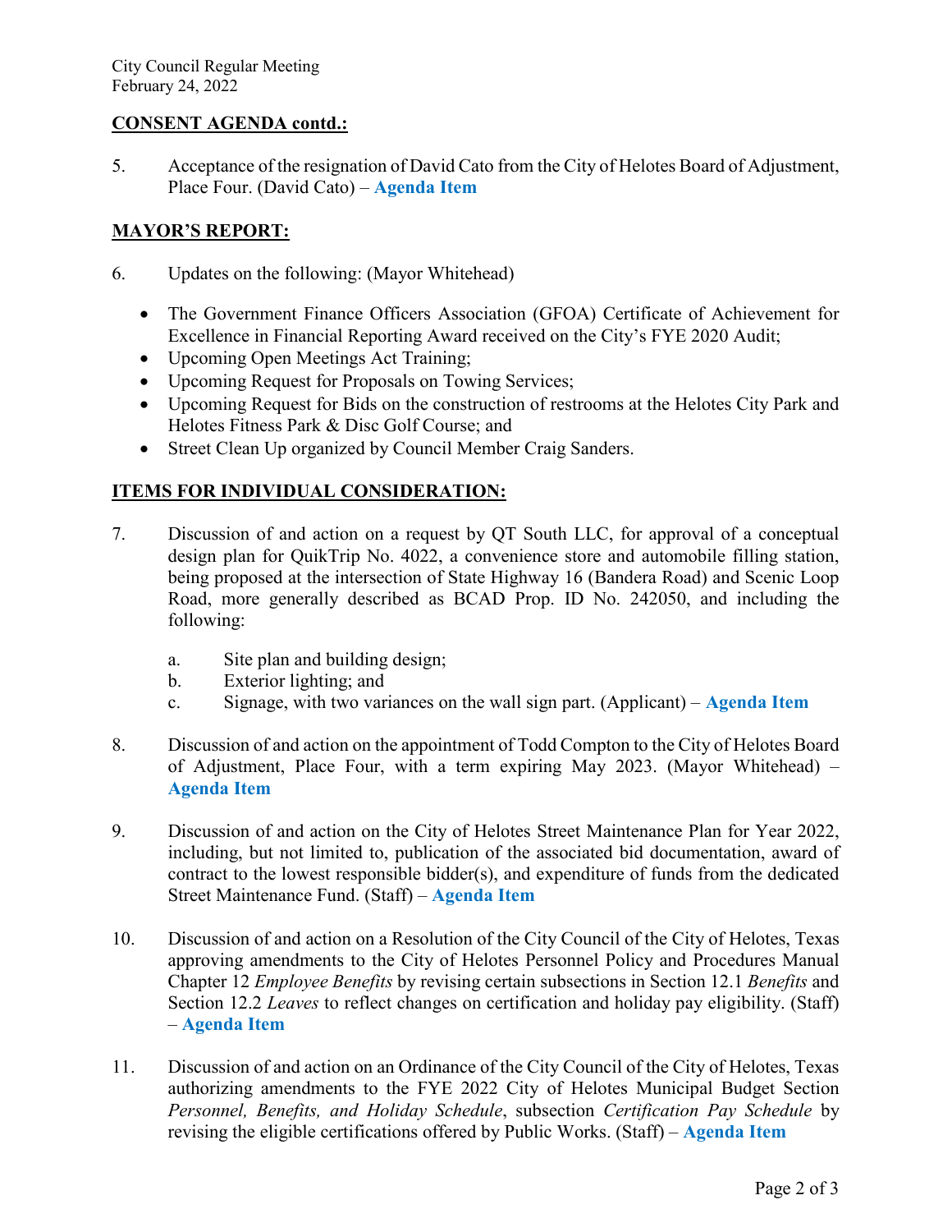## **CONSENT AGENDA contd.:**

5. Acceptance of the resignation of David Cato from the City of Helotes Board of Adjustment, Place Four. (David Cato) – **Agenda Item**

## **MAYOR'S REPORT:**

6. Updates on the following: (Mayor Whitehead)

    - The Government Finance Officers Association (GFOA) Certificate of Achievement for Excellence in Financial Reporting Award received on the City's FYE 2020 Audit;
    - Upcoming Open Meetings Act Training;
    - Upcoming Request for Proposals on Towing Services;
    - Upcoming Request for Bids on the construction of restrooms at the Helotes City Park and Helotes Fitness Park & Disc Golf Course; and
    - Street Clean Up organized by Council Member Craig Sanders.

## **ITEMS FOR INDIVIDUAL CONSIDERATION:**

7. Discussion of and action on a request by QT South LLC, for approval of a conceptual design plan for QuikTrip No. 4022, a convenience store and automobile filling station, being proposed at the intersection of State Highway 16 (Bandera Road) and Scenic Loop Road, more generally described as BCAD Prop. ID No. 242050, and including the following:

    a. Site plan and building design;
    b. Exterior lighting; and
    c. Signage, with two variances on the wall sign part. (Applicant) – **Agenda Item**

8. Discussion of and action on the appointment of Todd Compton to the City of Helotes Board of Adjustment, Place Four, with a term expiring May 2023. (Mayor Whitehead) – **Agenda Item**

9. Discussion of and action on the City of Helotes Street Maintenance Plan for Year 2022, including, but not limited to, publication of the associated bid documentation, award of contract to the lowest responsible bidder(s), and expenditure of funds from the dedicated Street Maintenance Fund. (Staff) – **Agenda Item**

10. Discussion of and action on a Resolution of the City Council of the City of Helotes, Texas approving amendments to the City of Helotes Personnel Policy and Procedures Manual Chapter 12 *Employee Benefits* by revising certain subsections in Section 12.1 *Benefits* and Section 12.2 *Leaves* to reflect changes on certification and holiday pay eligibility. (Staff) – **Agenda Item**

11. Discussion of and action on an Ordinance of the City Council of the City of Helotes, Texas authorizing amendments to the FYE 2022 City of Helotes Municipal Budget Section *Personnel, Benefits, and Holiday Schedule*, subsection *Certification Pay Schedule* by revising the eligible certifications offered by Public Works. (Staff) – **Agenda Item**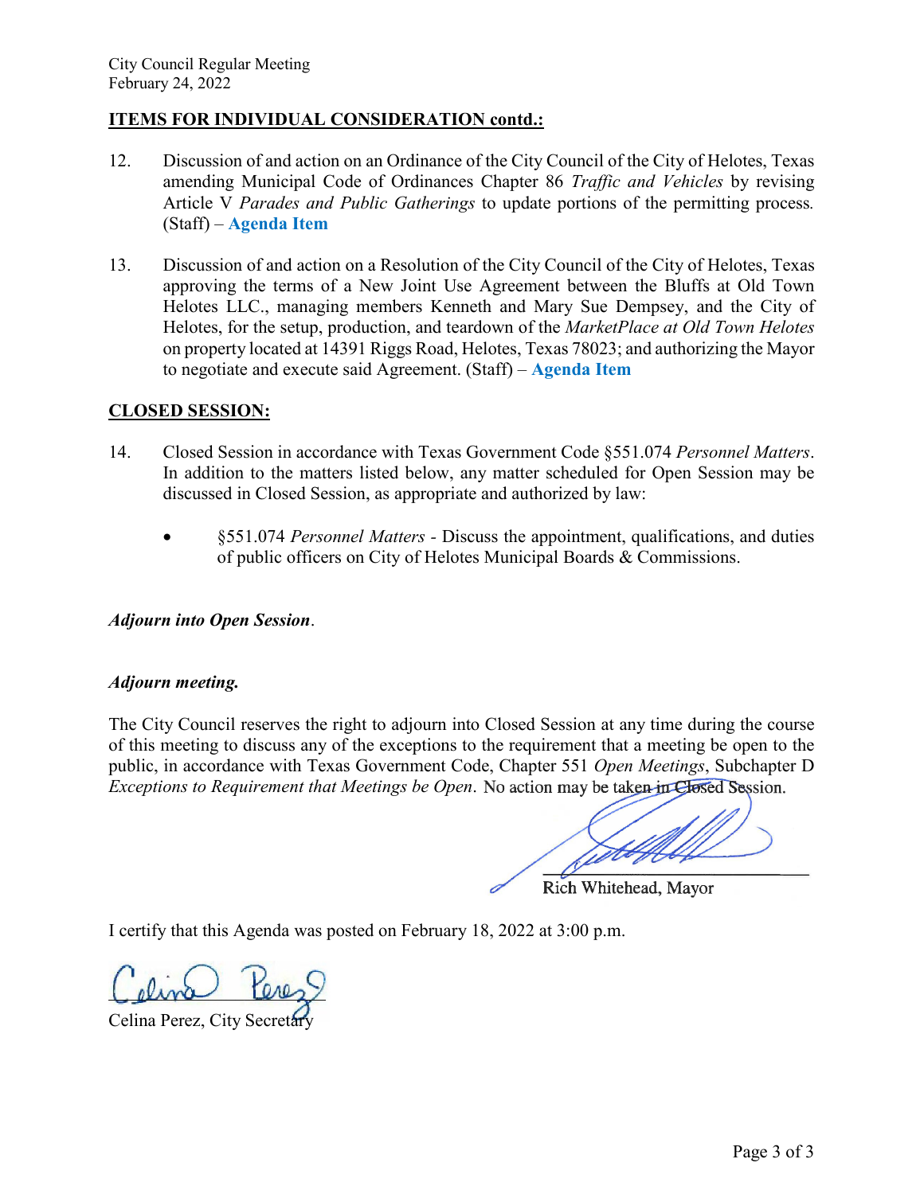City Council Regular Meeting
February 24, 2022

**ITEMS FOR INDIVIDUAL CONSIDERATION contd.:**

12. Discussion of and action on an Ordinance of the City Council of the City of Helotes, Texas amending Municipal Code of Ordinances Chapter 86 *Traffic and Vehicles* by revising Article V *Parades and Public Gatherings* to update portions of the permitting process. (Staff) – **Agenda Item**

13. Discussion of and action on a Resolution of the City Council of the City of Helotes, Texas approving the terms of a New Joint Use Agreement between the Bluffs at Old Town Helotes LLC., managing members Kenneth and Mary Sue Dempsey, and the City of Helotes, for the setup, production, and teardown of the *MarketPlace at Old Town Helotes* on property located at 14391 Riggs Road, Helotes, Texas 78023; and authorizing the Mayor to negotiate and execute said Agreement. (Staff) – **Agenda Item**

**CLOSED SESSION:**

14. Closed Session in accordance with Texas Government Code §551.074 *Personnel Matters*. In addition to the matters listed below, any matter scheduled for Open Session may be discussed in Closed Session, as appropriate and authorized by law:

    - §551.074 *Personnel Matters* - Discuss the appointment, qualifications, and duties of public officers on City of Helotes Municipal Boards & Commissions.

***Adjourn into Open Session*.**

***Adjourn meeting.***

The City Council reserves the right to adjourn into Closed Session at any time during the course of this meeting to discuss any of the exceptions to the requirement that a meeting be open to the public, in accordance with Texas Government Code, Chapter 551 *Open Meetings*, Subchapter D *Exceptions to Requirement that Meetings be Open*. No action may be taken in Closed Session.

Rich Whitehead, Mayor

I certify that this Agenda was posted on February 18, 2022 at 3:00 p.m.

Celina Perez, City Secretary